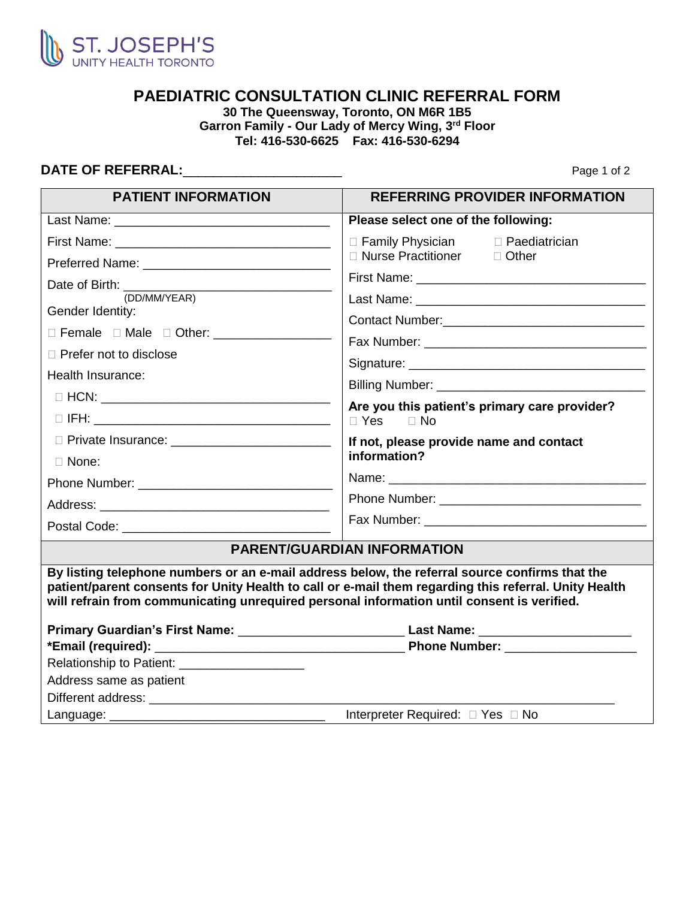ST. JOSEPH'S
UNITY HEALTH TORONTO

# PAEDIATRIC CONSULTATION CLINIC REFERRAL FORM

**30 The Queensway, Toronto, ON M6R 1B5**
**Garron Family - Our Lady of Mercy Wing, 3rd Floor**
**Tel: 416-530-6625 Fax: 416-530-6294**

**DATE OF REFERRAL:**_____________________

| PATIENT INFORMATION | REFERRING PROVIDER INFORMATION |
|---|---|
| Last Name: ______________________________ | **Please select one of the following:** |
| First Name: ______________________________ | ☐ Family Physician ☐ Paediatrician ☐ Nurse Practitioner ☐ Other |
| Preferred Name: __________________________ | First Name: ______________________________ |
| Date of Birth: ____________________________ (DD/MM/YEAR) | Last Name: ______________________________ |
| Gender Identity: | Contact Number:___________________________ |
| ☐ Female ☐ Male ☐ Other: ______________ | Fax Number: ______________________________ |
| ☐ Prefer not to disclose | Signature: ________________________________ |
| Health Insurance: | Billing Number: ____________________________ |
| ☐ HCN: __________________________________ | **Are you this patient's primary care provider?** ☐ Yes ☐ No |
| ☐ IFH: ___________________________________ | |
| ☐ Private Insurance: ______________________ | **If not, please provide name and contact information?** |
| ☐ None: | |
| Phone Number: ___________________________ | Name: ____________________________________ |
| Address: _________________________________ | Phone Number: ____________________________ |
| Postal Code: _____________________________ | Fax Number: ______________________________ |

## PARENT/GUARDIAN INFORMATION

**By listing telephone numbers or an e-mail address below, the referral source confirms that the patient/parent consents for Unity Health to call or e-mail them regarding this referral. Unity Health will refrain from communicating unrequired personal information until consent is verified.**

**Primary Guardian's First Name:** ______________________ **Last Name:** ____________________

***Email (required):** _________________________________ **Phone Number:** _________________

Relationship to Patient: _________________

Address same as patient

Different address: ______________________________________________________________

Language: ______________________________ Interpreter Required: ☐ Yes ☐ No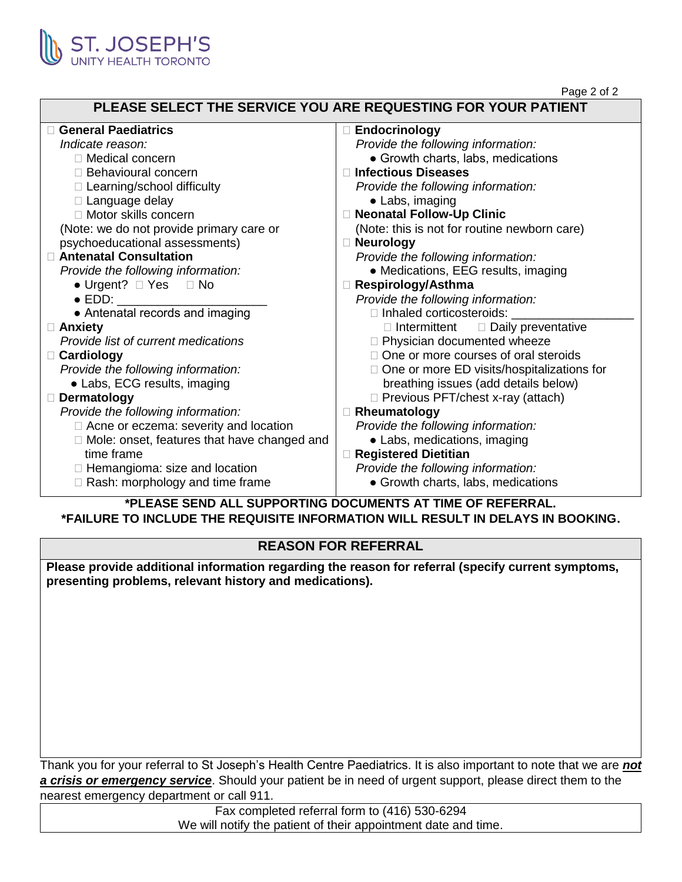ST. JOSEPH'S
UNITY HEALTH TORONTO

## PLEASE SELECT THE SERVICE YOU ARE REQUESTING FOR YOUR PATIENT

☐ **General Paediatrics**
*Indicate reason:*
- ☐ Medical concern
- ☐ Behavioural concern
- ☐ Learning/school difficulty
- ☐ Language delay
- ☐ Motor skills concern

(Note: we do not provide primary care or psychoeducational assessments)

☐ **Antenatal Consultation**
*Provide the following information:*
- Urgent? ☐ Yes ☐ No
- EDD: ______________________
- Antenatal records and imaging

☐ **Anxiety**
*Provide list of current medications*

☐ **Cardiology**
*Provide the following information:*
- Labs, ECG results, imaging

☐ **Dermatology**
*Provide the following information:*
- ☐ Acne or eczema: severity and location
- ☐ Mole: onset, features that have changed and time frame
- ☐ Hemangioma: size and location
- ☐ Rash: morphology and time frame

☐ **Endocrinology**
*Provide the following information:*
- Growth charts, labs, medications

☐ **Infectious Diseases**
*Provide the following information:*
- Labs, imaging

☐ **Neonatal Follow-Up Clinic**
(Note: this is not for routine newborn care)

☐ **Neurology**
*Provide the following information:*
- Medications, EEG results, imaging

☐ **Respirology/Asthma**
*Provide the following information:*
- ☐ Inhaled corticosteroids: _________________
  - ☐ Intermittent ☐ Daily preventative
- ☐ Physician documented wheeze
- ☐ One or more courses of oral steroids
- ☐ One or more ED visits/hospitalizations for breathing issues (add details below)
- ☐ Previous PFT/chest x-ray (attach)

☐ **Rheumatology**
*Provide the following information:*
- Labs, medications, imaging

☐ **Registered Dietitian**
*Provide the following information:*
- Growth charts, labs, medications

**\*PLEASE SEND ALL SUPPORTING DOCUMENTS AT TIME OF REFERRAL.**
**\*FAILURE TO INCLUDE THE REQUISITE INFORMATION WILL RESULT IN DELAYS IN BOOKING.**

## REASON FOR REFERRAL

**Please provide additional information regarding the reason for referral (specify current symptoms, presenting problems, relevant history and medications).**

Thank you for your referral to St Joseph's Health Centre Paediatrics. It is also important to note that we are ***not a crisis or emergency service***. Should your patient be in need of urgent support, please direct them to the nearest emergency department or call 911.

Fax completed referral form to (416) 530-6294
We will notify the patient of their appointment date and time.